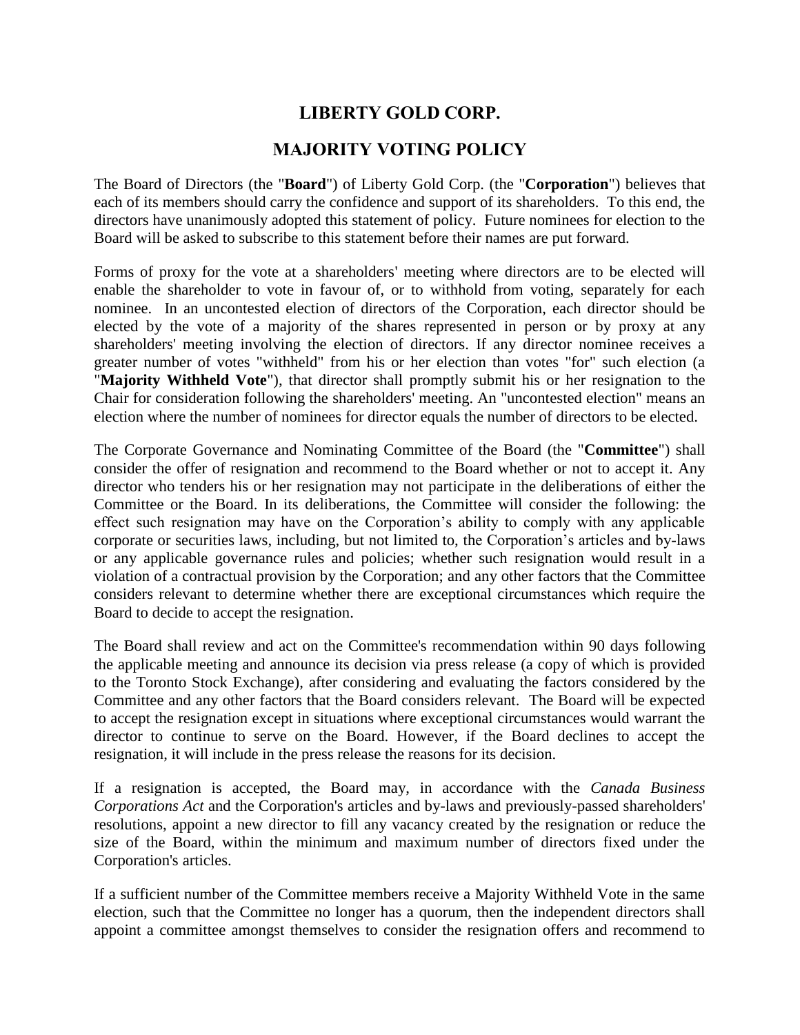# LIBERTY GOLD CORP.

## MAJORITY VOTING POLICY

The Board of Directors (the "**Board**") of Liberty Gold Corp. (the "**Corporation**") believes that each of its members should carry the confidence and support of its shareholders. To this end, the directors have unanimously adopted this statement of policy. Future nominees for election to the Board will be asked to subscribe to this statement before their names are put forward.

Forms of proxy for the vote at a shareholders' meeting where directors are to be elected will enable the shareholder to vote in favour of, or to withhold from voting, separately for each nominee. In an uncontested election of directors of the Corporation, each director should be elected by the vote of a majority of the shares represented in person or by proxy at any shareholders' meeting involving the election of directors. If any director nominee receives a greater number of votes "withheld" from his or her election than votes "for" such election (a "**Majority Withheld Vote**"), that director shall promptly submit his or her resignation to the Chair for consideration following the shareholders' meeting. An "uncontested election" means an election where the number of nominees for director equals the number of directors to be elected.

The Corporate Governance and Nominating Committee of the Board (the "**Committee**") shall consider the offer of resignation and recommend to the Board whether or not to accept it. Any director who tenders his or her resignation may not participate in the deliberations of either the Committee or the Board. In its deliberations, the Committee will consider the following: the effect such resignation may have on the Corporation's ability to comply with any applicable corporate or securities laws, including, but not limited to, the Corporation's articles and by-laws or any applicable governance rules and policies; whether such resignation would result in a violation of a contractual provision by the Corporation; and any other factors that the Committee considers relevant to determine whether there are exceptional circumstances which require the Board to decide to accept the resignation.

The Board shall review and act on the Committee's recommendation within 90 days following the applicable meeting and announce its decision via press release (a copy of which is provided to the Toronto Stock Exchange), after considering and evaluating the factors considered by the Committee and any other factors that the Board considers relevant. The Board will be expected to accept the resignation except in situations where exceptional circumstances would warrant the director to continue to serve on the Board. However, if the Board declines to accept the resignation, it will include in the press release the reasons for its decision.

If a resignation is accepted, the Board may, in accordance with the *Canada Business Corporations Act* and the Corporation's articles and by-laws and previously-passed shareholders' resolutions, appoint a new director to fill any vacancy created by the resignation or reduce the size of the Board, within the minimum and maximum number of directors fixed under the Corporation's articles.

If a sufficient number of the Committee members receive a Majority Withheld Vote in the same election, such that the Committee no longer has a quorum, then the independent directors shall appoint a committee amongst themselves to consider the resignation offers and recommend to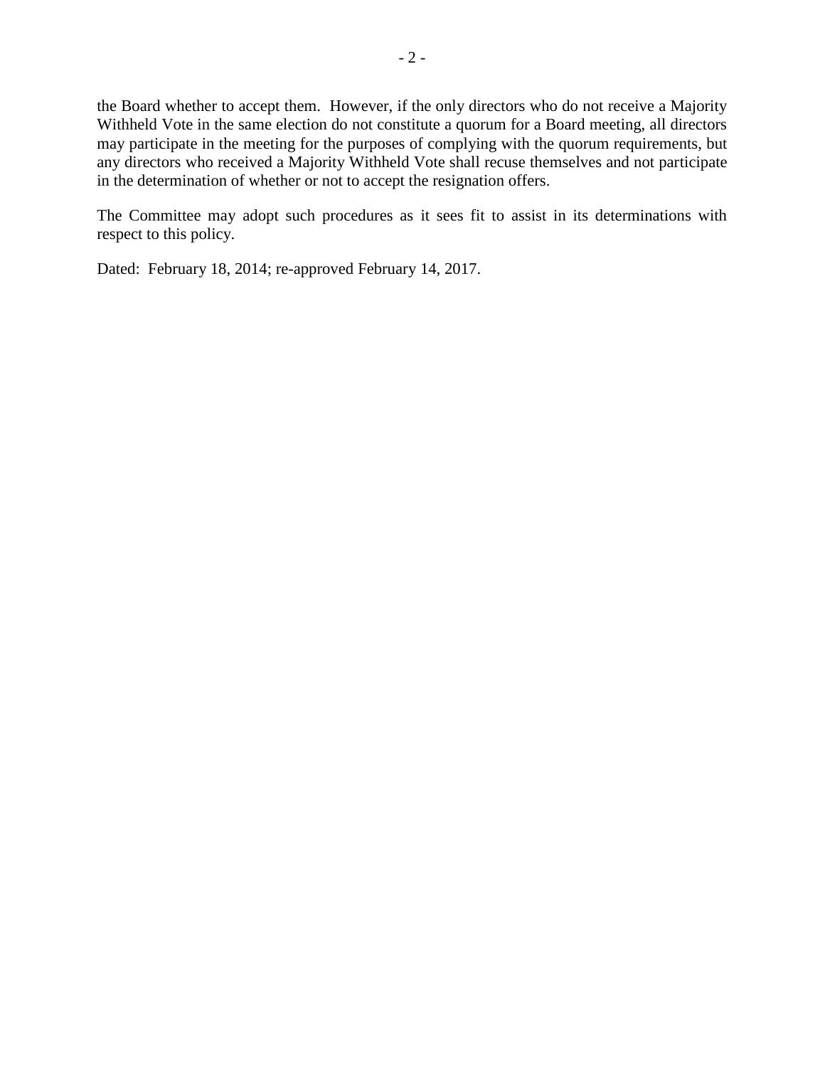the Board whether to accept them. However, if the only directors who do not receive a Majority Withheld Vote in the same election do not constitute a quorum for a Board meeting, all directors may participate in the meeting for the purposes of complying with the quorum requirements, but any directors who received a Majority Withheld Vote shall recuse themselves and not participate in the determination of whether or not to accept the resignation offers.

The Committee may adopt such procedures as it sees fit to assist in its determinations with respect to this policy.

Dated: February 18, 2014; re-approved February 14, 2017.